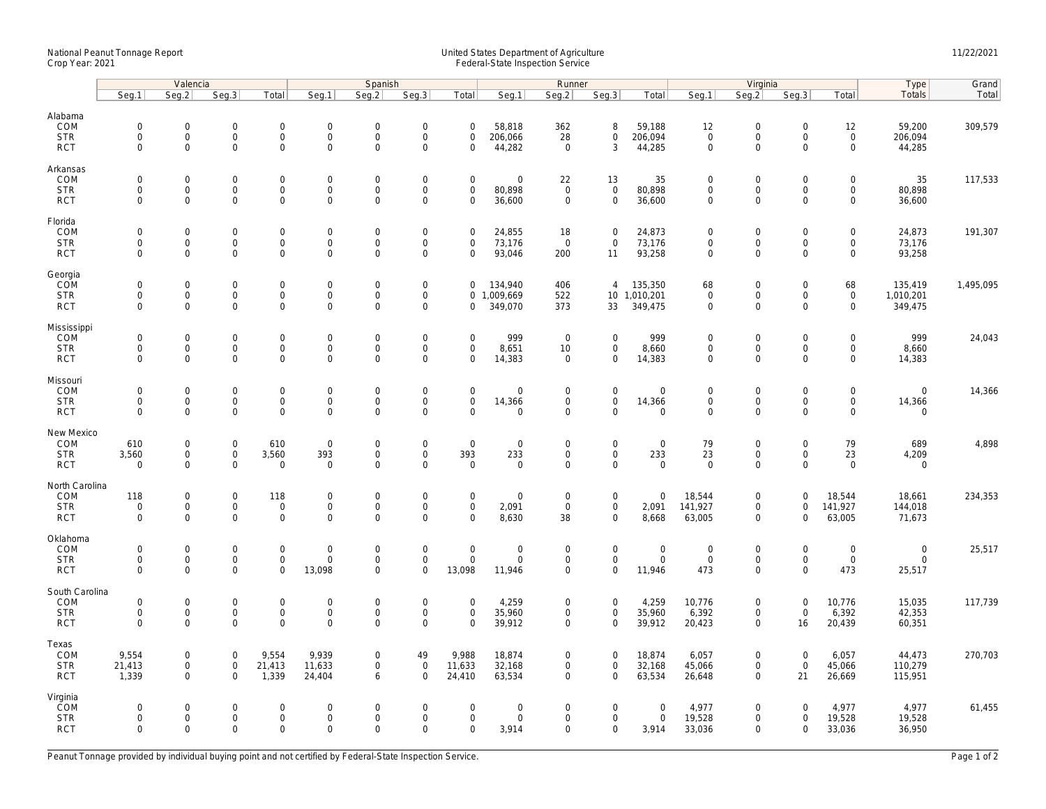National Peanut Tonnage Report
Crop Year: 2021

United States Department of Agriculture
Federal-State Inspection Service

11/22/2021

| | Valencia | | | | Spanish | | | | Runner | | | | Virginia | | | | Type | Grand |
|---|---|---|---|---|---|---|---|---|---|---|---|---|---|---|---|---|---|---|
| | Seg.1 | Seg.2 | Seg.3 | Total | Seg.1 | Seg.2 | Seg.3 | Total | Seg.1 | Seg.2 | Seg.3 | Total | Seg.1 | Seg.2 | Seg.3 | Total | Totals | Total |
| **Alabama** | | | | | | | | | | | | | | | | | | |
| COM | 0 | 0 | 0 | 0 | 0 | 0 | 0 | 0 | 58,818 | 362 | 8 | 59,188 | 12 | 0 | 0 | 12 | 59,200 | 309,579 |
| STR | 0 | 0 | 0 | 0 | 0 | 0 | 0 | 0 | 206,066 | 28 | 0 | 206,094 | 0 | 0 | 0 | 0 | 206,094 | |
| RCT | 0 | 0 | 0 | 0 | 0 | 0 | 0 | 0 | 44,282 | 0 | 3 | 44,285 | 0 | 0 | 0 | 0 | 44,285 | |
| **Arkansas** | | | | | | | | | | | | | | | | | | |
| COM | 0 | 0 | 0 | 0 | 0 | 0 | 0 | 0 | 0 | 22 | 13 | 35 | 0 | 0 | 0 | 0 | 35 | 117,533 |
| STR | 0 | 0 | 0 | 0 | 0 | 0 | 0 | 0 | 80,898 | 0 | 0 | 80,898 | 0 | 0 | 0 | 0 | 80,898 | |
| RCT | 0 | 0 | 0 | 0 | 0 | 0 | 0 | 0 | 36,600 | 0 | 0 | 36,600 | 0 | 0 | 0 | 0 | 36,600 | |
| **Florida** | | | | | | | | | | | | | | | | | | |
| COM | 0 | 0 | 0 | 0 | 0 | 0 | 0 | 0 | 24,855 | 18 | 0 | 24,873 | 0 | 0 | 0 | 0 | 24,873 | 191,307 |
| STR | 0 | 0 | 0 | 0 | 0 | 0 | 0 | 0 | 73,176 | 0 | 0 | 73,176 | 0 | 0 | 0 | 0 | 73,176 | |
| RCT | 0 | 0 | 0 | 0 | 0 | 0 | 0 | 0 | 93,046 | 200 | 11 | 93,258 | 0 | 0 | 0 | 0 | 93,258 | |
| **Georgia** | | | | | | | | | | | | | | | | | | |
| COM | 0 | 0 | 0 | 0 | 0 | 0 | 0 | 0 | 134,940 | 406 | 4 | 135,350 | 68 | 0 | 0 | 68 | 135,419 | 1,495,095 |
| STR | 0 | 0 | 0 | 0 | 0 | 0 | 0 | 0 | 1,009,669 | 522 | 10 | 1,010,201 | 0 | 0 | 0 | 0 | 1,010,201 | |
| RCT | 0 | 0 | 0 | 0 | 0 | 0 | 0 | 0 | 349,070 | 373 | 33 | 349,475 | 0 | 0 | 0 | 0 | 349,475 | |
| **Mississippi** | | | | | | | | | | | | | | | | | | |
| COM | 0 | 0 | 0 | 0 | 0 | 0 | 0 | 0 | 999 | 0 | 0 | 999 | 0 | 0 | 0 | 0 | 999 | 24,043 |
| STR | 0 | 0 | 0 | 0 | 0 | 0 | 0 | 0 | 8,651 | 10 | 0 | 8,660 | 0 | 0 | 0 | 0 | 8,660 | |
| RCT | 0 | 0 | 0 | 0 | 0 | 0 | 0 | 0 | 14,383 | 0 | 0 | 14,383 | 0 | 0 | 0 | 0 | 14,383 | |
| **Missouri** | | | | | | | | | | | | | | | | | | |
| COM | 0 | 0 | 0 | 0 | 0 | 0 | 0 | 0 | 0 | 0 | 0 | 0 | 0 | 0 | 0 | 0 | 0 | 14,366 |
| STR | 0 | 0 | 0 | 0 | 0 | 0 | 0 | 0 | 14,366 | 0 | 0 | 14,366 | 0 | 0 | 0 | 0 | 14,366 | |
| RCT | 0 | 0 | 0 | 0 | 0 | 0 | 0 | 0 | 0 | 0 | 0 | 0 | 0 | 0 | 0 | 0 | 0 | |
| **New Mexico** | | | | | | | | | | | | | | | | | | |
| COM | 610 | 0 | 0 | 610 | 0 | 0 | 0 | 0 | 0 | 0 | 0 | 0 | 79 | 0 | 0 | 79 | 689 | 4,898 |
| STR | 3,560 | 0 | 0 | 3,560 | 393 | 0 | 0 | 393 | 233 | 0 | 0 | 233 | 23 | 0 | 0 | 23 | 4,209 | |
| RCT | 0 | 0 | 0 | 0 | 0 | 0 | 0 | 0 | 0 | 0 | 0 | 0 | 0 | 0 | 0 | 0 | 0 | |
| **North Carolina** | | | | | | | | | | | | | | | | | | |
| COM | 118 | 0 | 0 | 118 | 0 | 0 | 0 | 0 | 0 | 0 | 0 | 0 | 18,544 | 0 | 0 | 18,544 | 18,661 | 234,353 |
| STR | 0 | 0 | 0 | 0 | 0 | 0 | 0 | 0 | 2,091 | 0 | 0 | 2,091 | 141,927 | 0 | 0 | 141,927 | 144,018 | |
| RCT | 0 | 0 | 0 | 0 | 0 | 0 | 0 | 0 | 8,630 | 38 | 0 | 8,668 | 63,005 | 0 | 0 | 63,005 | 71,673 | |
| **Oklahoma** | | | | | | | | | | | | | | | | | | |
| COM | 0 | 0 | 0 | 0 | 0 | 0 | 0 | 0 | 0 | 0 | 0 | 0 | 0 | 0 | 0 | 0 | 0 | 25,517 |
| STR | 0 | 0 | 0 | 0 | 0 | 0 | 0 | 0 | 0 | 0 | 0 | 0 | 0 | 0 | 0 | 0 | 0 | |
| RCT | 0 | 0 | 0 | 0 | 13,098 | 0 | 0 | 13,098 | 11,946 | 0 | 0 | 11,946 | 473 | 0 | 0 | 473 | 25,517 | |
| **South Carolina** | | | | | | | | | | | | | | | | | | |
| COM | 0 | 0 | 0 | 0 | 0 | 0 | 0 | 0 | 4,259 | 0 | 0 | 4,259 | 10,776 | 0 | 0 | 10,776 | 15,035 | 117,739 |
| STR | 0 | 0 | 0 | 0 | 0 | 0 | 0 | 0 | 35,960 | 0 | 0 | 35,960 | 6,392 | 0 | 0 | 6,392 | 42,353 | |
| RCT | 0 | 0 | 0 | 0 | 0 | 0 | 0 | 0 | 39,912 | 0 | 0 | 39,912 | 20,423 | 0 | 16 | 20,439 | 60,351 | |
| **Texas** | | | | | | | | | | | | | | | | | | |
| COM | 9,554 | 0 | 0 | 9,554 | 9,939 | 0 | 49 | 9,988 | 18,874 | 0 | 0 | 18,874 | 6,057 | 0 | 0 | 6,057 | 44,473 | 270,703 |
| STR | 21,413 | 0 | 0 | 21,413 | 11,633 | 0 | 0 | 11,633 | 32,168 | 0 | 0 | 32,168 | 45,066 | 0 | 0 | 45,066 | 110,279 | |
| RCT | 1,339 | 0 | 0 | 1,339 | 24,404 | 6 | 0 | 24,410 | 63,534 | 0 | 0 | 63,534 | 26,648 | 0 | 21 | 26,669 | 115,951 | |
| **Virginia** | | | | | | | | | | | | | | | | | | |
| COM | 0 | 0 | 0 | 0 | 0 | 0 | 0 | 0 | 0 | 0 | 0 | 0 | 4,977 | 0 | 0 | 4,977 | 4,977 | 61,455 |
| STR | 0 | 0 | 0 | 0 | 0 | 0 | 0 | 0 | 0 | 0 | 0 | 0 | 19,528 | 0 | 0 | 19,528 | 19,528 | |
| RCT | 0 | 0 | 0 | 0 | 0 | 0 | 0 | 0 | 3,914 | 0 | 0 | 3,914 | 33,036 | 0 | 0 | 33,036 | 36,950 | |

Peanut Tonnage provided by individual buying point and not certified by Federal-State Inspection Service.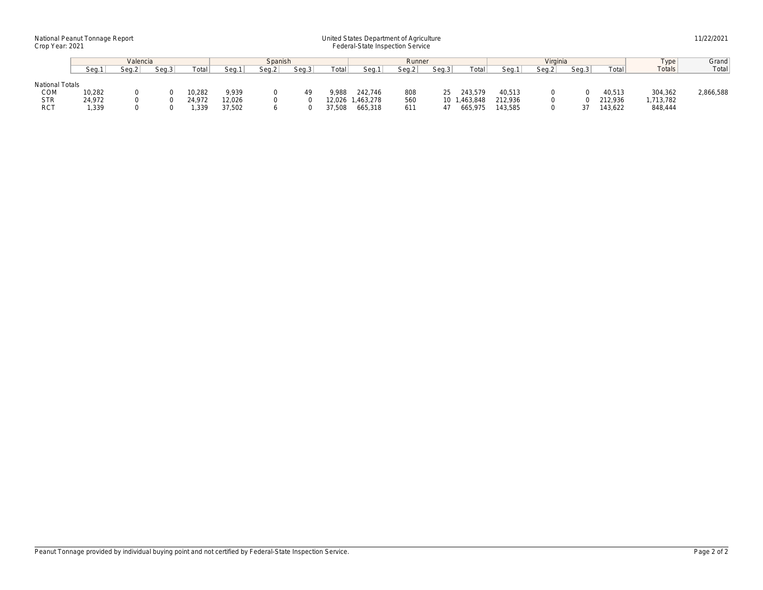National Peanut Tonnage Report
Crop Year: 2021

United States Department of Agriculture
Federal-State Inspection Service

11/22/2021

| | Valencia | | | | Spanish | | | | Runner | | | | Virginia | | | | Type | Grand |
|---|---|---|---|---|---|---|---|---|---|---|---|---|---|---|---|---|---|---|
| | Seg.1 | Seg.2 | Seg.3 | Total | Seg.1 | Seg.2 | Seg.3 | Total | Seg.1 | Seg.2 | Seg.3 | Total | Seg.1 | Seg.2 | Seg.3 | Total | Totals | Total |
| National Totals | | | | | | | | | | | | | | | | | | |
| COM | 10,282 | 0 | 0 | 10,282 | 9,939 | 0 | 49 | 9,988 | 242,746 | 808 | 25 | 243,579 | 40,513 | 0 | 0 | 40,513 | 304,362 | 2,866,588 |
| STR | 24,972 | 0 | 0 | 24,972 | 12,026 | 0 | 0 | 12,026 | 1,463,278 | 560 | 10 | 1,463,848 | 212,936 | 0 | 0 | 212,936 | 1,713,782 | |
| RCT | 1,339 | 0 | 0 | 1,339 | 37,502 | 6 | 0 | 37,508 | 665,318 | 611 | 47 | 665,975 | 143,585 | 0 | 37 | 143,622 | 848,444 | |

Peanut Tonnage provided by individual buying point and not certified by Federal-State Inspection Service.